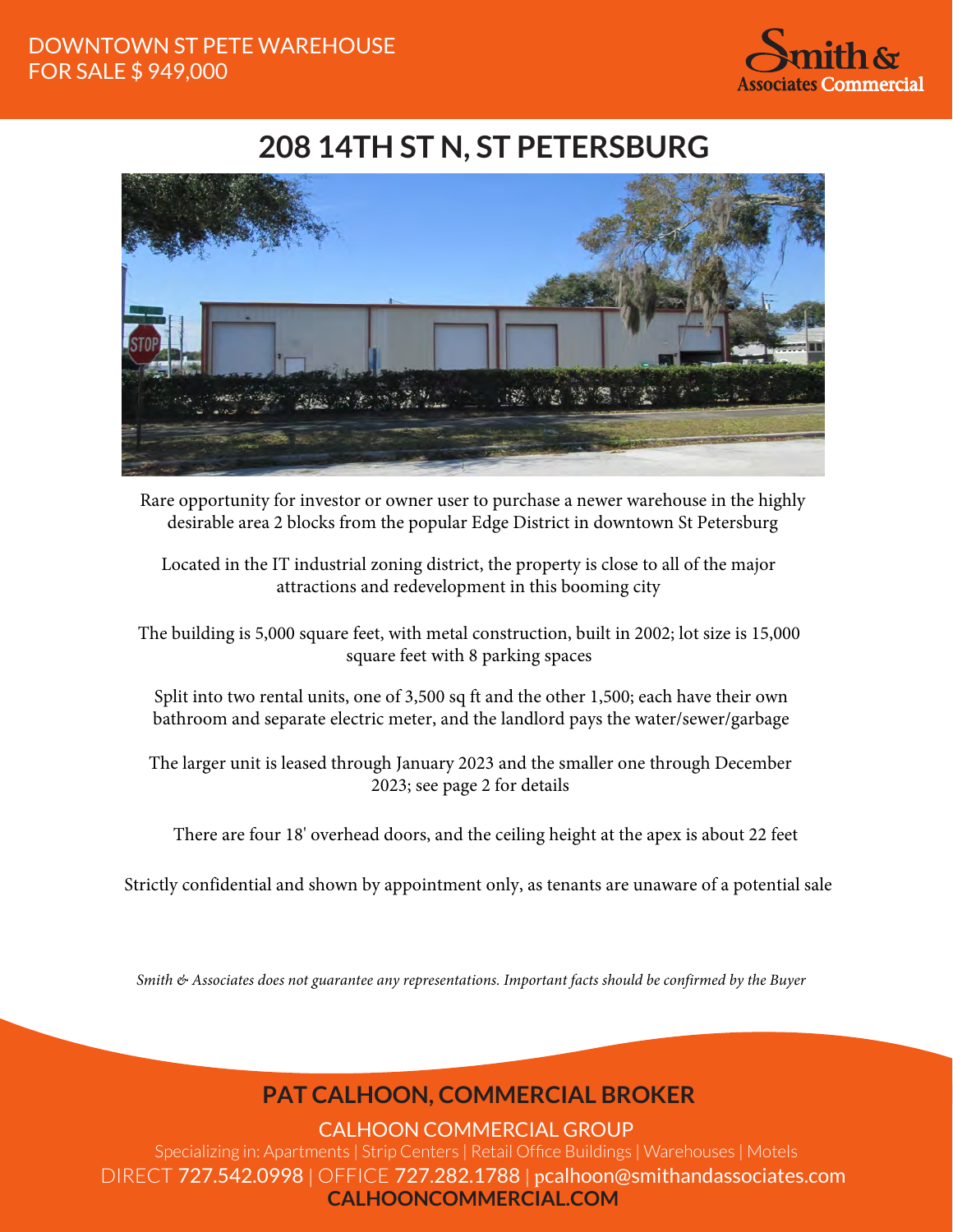DOWNTOWN ST PETE WAREHOUSE
FOR SALE $ 949,000

Smith & Associates Commercial

# 208 14TH ST N, ST PETERSBURG

Rare opportunity for investor or owner user to purchase a newer warehouse in the highly desirable area 2 blocks from the popular Edge District in downtown St Petersburg

Located in the IT industrial zoning district, the property is close to all of the major attractions and redevelopment in this booming city

The building is 5,000 square feet, with metal construction, built in 2002; lot size is 15,000 square feet with 8 parking spaces

Split into two rental units, one of 3,500 sq ft and the other 1,500; each have their own bathroom and separate electric meter, and the landlord pays the water/sewer/garbage

The larger unit is leased through January 2023 and the smaller one through December 2023; see page 2 for details

There are four 18' overhead doors, and the ceiling height at the apex is about 22 feet

Strictly confidential and shown by appointment only, as tenants are unaware of a potential sale

*Smith & Associates does not guarantee any representations. Important facts should be confirmed by the Buyer*

## PAT CALHOON, COMMERCIAL BROKER

CALHOON COMMERCIAL GROUP

Specializing in: Apartments | Strip Centers | Retail Office Buildings | Warehouses | Motels

DIRECT 727.542.0998 | OFFICE 727.282.1788 | pcalhoon@smithandassociates.com

**CALHOONCOMMERCIAL.COM**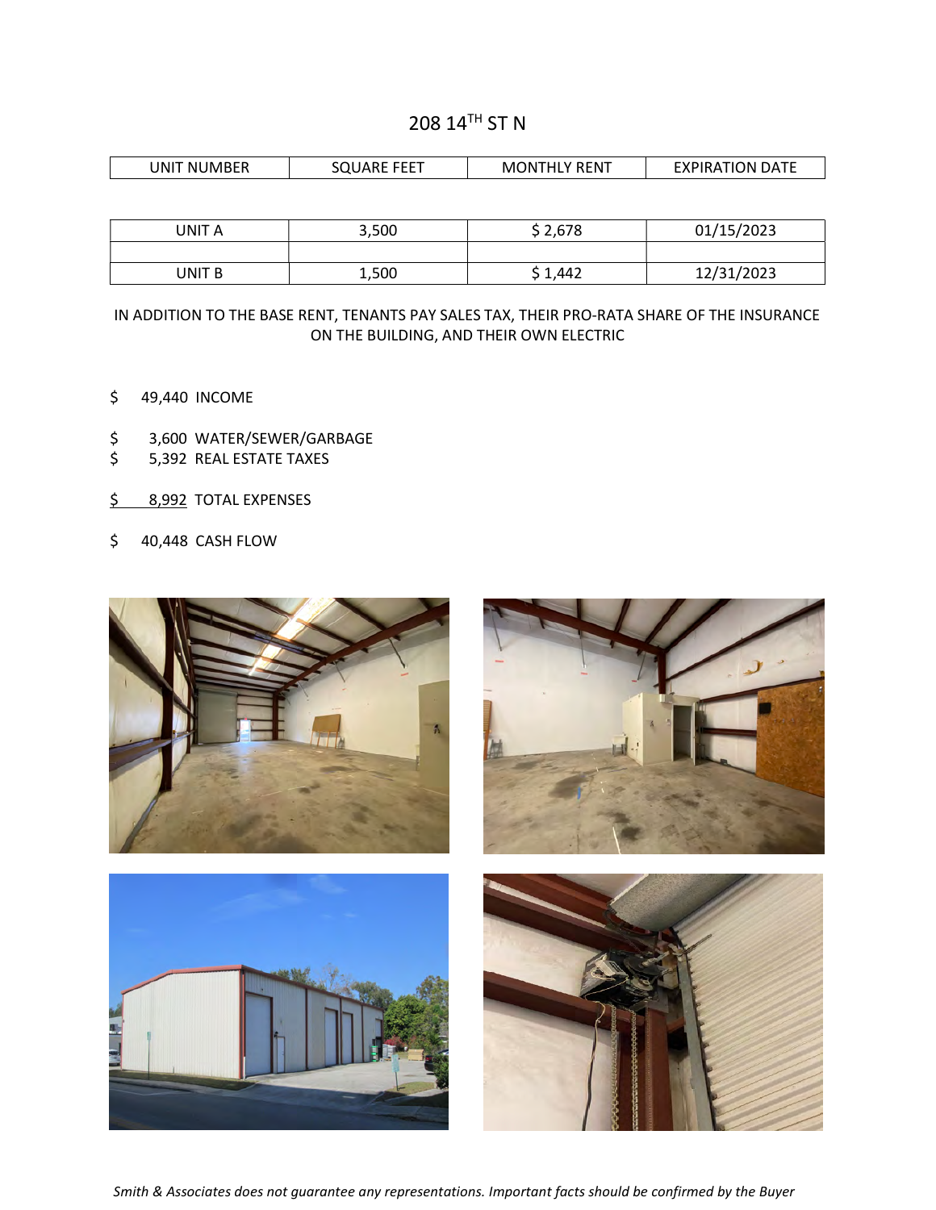# 208 14TH ST N

| UNIT NUMBER | SQUARE FEET | MONTHLY RENT | EXPIRATION DATE |
|---|---|---|---|
| UNIT A | 3,500 | $ 2,678 | 01/15/2023 |
| | | | |
| UNIT B | 1,500 | $ 1,442 | 12/31/2023 |

IN ADDITION TO THE BASE RENT, TENANTS PAY SALES TAX, THEIR PRO-RATA SHARE OF THE INSURANCE ON THE BUILDING, AND THEIR OWN ELECTRIC

$ 49,440 INCOME

$ 3,600 WATER/SEWER/GARBAGE
$ 5,392 REAL ESTATE TAXES

$ 8,992 TOTAL EXPENSES

$ 40,448 CASH FLOW

*Smith & Associates does not guarantee any representations. Important facts should be confirmed by the Buyer*